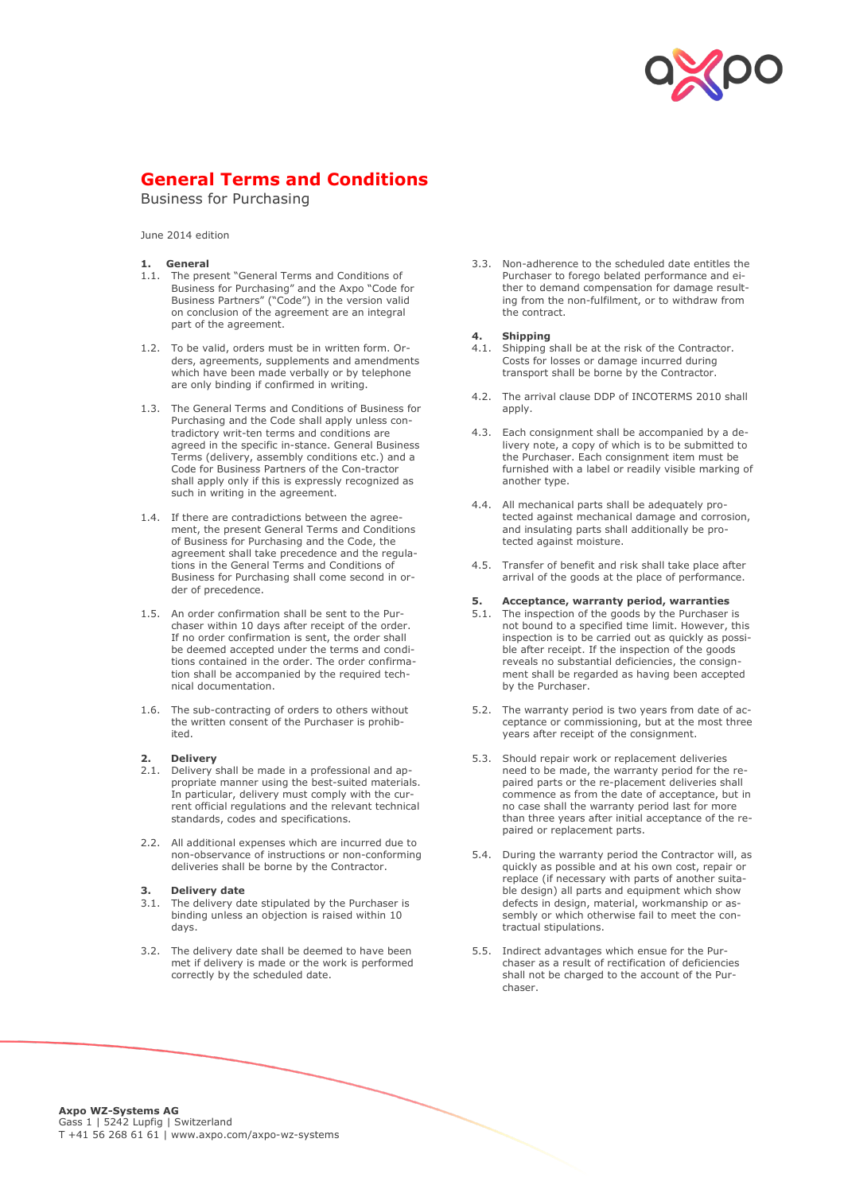# General Terms and Conditions

Business for Purchasing

June 2014 edition

## 1. General

1.1. The present "General Terms and Conditions of Business for Purchasing" and the Axpo "Code for Business Partners" ("Code") in the version valid on conclusion of the agreement are an integral part of the agreement.

1.2. To be valid, orders must be in written form. Orders, agreements, supplements and amendments which have been made verbally or by telephone are only binding if confirmed in writing.

1.3. The General Terms and Conditions of Business for Purchasing and the Code shall apply unless contradictory writ-ten terms and conditions are agreed in the specific in-stance. General Business Terms (delivery, assembly conditions etc.) and a Code for Business Partners of the Con-tractor shall apply only if this is expressly recognized as such in writing in the agreement.

1.4. If there are contradictions between the agreement, the present General Terms and Conditions of Business for Purchasing and the Code, the agreement shall take precedence and the regulations in the General Terms and Conditions of Business for Purchasing shall come second in order of precedence.

1.5. An order confirmation shall be sent to the Purchaser within 10 days after receipt of the order. If no order confirmation is sent, the order shall be deemed accepted under the terms and conditions contained in the order. The order confirmation shall be accompanied by the required technical documentation.

1.6. The sub-contracting of orders to others without the written consent of the Purchaser is prohibited.

## 2. Delivery

2.1. Delivery shall be made in a professional and appropriate manner using the best-suited materials. In particular, delivery must comply with the current official regulations and the relevant technical standards, codes and specifications.

2.2. All additional expenses which are incurred due to non-observance of instructions or non-conforming deliveries shall be borne by the Contractor.

## 3. Delivery date

3.1. The delivery date stipulated by the Purchaser is binding unless an objection is raised within 10 days.

3.2. The delivery date shall be deemed to have been met if delivery is made or the work is performed correctly by the scheduled date.

3.3. Non-adherence to the scheduled date entitles the Purchaser to forego belated performance and either to demand compensation for damage resulting from the non-fulfilment, or to withdraw from the contract.

## 4. Shipping

4.1. Shipping shall be at the risk of the Contractor. Costs for losses or damage incurred during transport shall be borne by the Contractor.

4.2. The arrival clause DDP of INCOTERMS 2010 shall apply.

4.3. Each consignment shall be accompanied by a delivery note, a copy of which is to be submitted to the Purchaser. Each consignment item must be furnished with a label or readily visible marking of another type.

4.4. All mechanical parts shall be adequately protected against mechanical damage and corrosion, and insulating parts shall additionally be protected against moisture.

4.5. Transfer of benefit and risk shall take place after arrival of the goods at the place of performance.

## 5. Acceptance, warranty period, warranties

5.1. The inspection of the goods by the Purchaser is not bound to a specified time limit. However, this inspection is to be carried out as quickly as possible after receipt. If the inspection of the goods reveals no substantial deficiencies, the consignment shall be regarded as having been accepted by the Purchaser.

5.2. The warranty period is two years from date of acceptance or commissioning, but at the most three years after receipt of the consignment.

5.3. Should repair work or replacement deliveries need to be made, the warranty period for the repaired parts or the re-placement deliveries shall commence as from the date of acceptance, but in no case shall the warranty period last for more than three years after initial acceptance of the repaired or replacement parts.

5.4. During the warranty period the Contractor will, as quickly as possible and at his own cost, repair or replace (if necessary with parts of another suitable design) all parts and equipment which show defects in design, material, workmanship or assembly or which otherwise fail to meet the contractual stipulations.

5.5. Indirect advantages which ensue for the Purchaser as a result of rectification of deficiencies shall not be charged to the account of the Purchaser.

**Axpo WZ-Systems AG**
Gass 1 | 5242 Lupfig | Switzerland
T +41 56 268 61 61 | www.axpo.com/axpo-wz-systems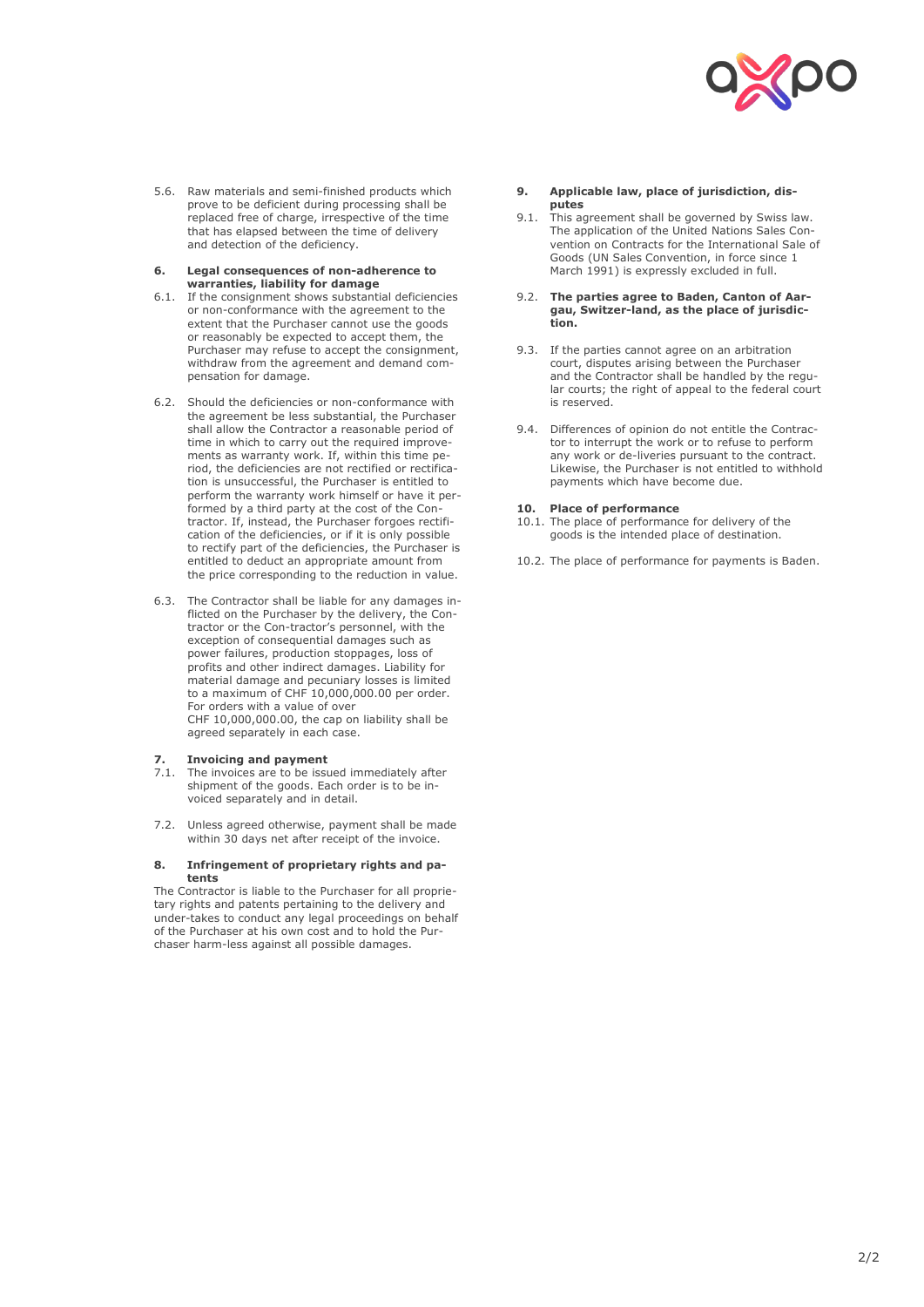5.6. Raw materials and semi-finished products which prove to be deficient during processing shall be replaced free of charge, irrespective of the time that has elapsed between the time of delivery and detection of the deficiency.

## 6. Legal consequences of non-adherence to warranties, liability for damage

6.1. If the consignment shows substantial deficiencies or non-conformance with the agreement to the extent that the Purchaser cannot use the goods or reasonably be expected to accept them, the Purchaser may refuse to accept the consignment, withdraw from the agreement and demand compensation for damage.

6.2. Should the deficiencies or non-conformance with the agreement be less substantial, the Purchaser shall allow the Contractor a reasonable period of time in which to carry out the required improvements as warranty work. If, within this time period, the deficiencies are not rectified or rectification is unsuccessful, the Purchaser is entitled to perform the warranty work himself or have it performed by a third party at the cost of the Contractor. If, instead, the Purchaser forgoes rectification of the deficiencies, or if it is only possible to rectify part of the deficiencies, the Purchaser is entitled to deduct an appropriate amount from the price corresponding to the reduction in value.

6.3. The Contractor shall be liable for any damages inflicted on the Purchaser by the delivery, the Contractor or the Con-tractor's personnel, with the exception of consequential damages such as power failures, production stoppages, loss of profits and other indirect damages. Liability for material damage and pecuniary losses is limited to a maximum of CHF 10,000,000.00 per order. For orders with a value of over CHF 10,000,000.00, the cap on liability shall be agreed separately in each case.

## 7. Invoicing and payment

7.1. The invoices are to be issued immediately after shipment of the goods. Each order is to be invoiced separately and in detail.

7.2. Unless agreed otherwise, payment shall be made within 30 days net after receipt of the invoice.

## 8. Infringement of proprietary rights and patents

The Contractor is liable to the Purchaser for all proprietary rights and patents pertaining to the delivery and under-takes to conduct any legal proceedings on behalf of the Purchaser at his own cost and to hold the Purchaser harm-less against all possible damages.

## 9. Applicable law, place of jurisdiction, disputes

9.1. This agreement shall be governed by Swiss law. The application of the United Nations Sales Convention on Contracts for the International Sale of Goods (UN Sales Convention, in force since 1 March 1991) is expressly excluded in full.

9.2. **The parties agree to Baden, Canton of Aargau, Switzer-land, as the place of jurisdiction.**

9.3. If the parties cannot agree on an arbitration court, disputes arising between the Purchaser and the Contractor shall be handled by the regular courts; the right of appeal to the federal court is reserved.

9.4. Differences of opinion do not entitle the Contractor to interrupt the work or to refuse to perform any work or de-liveries pursuant to the contract. Likewise, the Purchaser is not entitled to withhold payments which have become due.

## 10. Place of performance

10.1. The place of performance for delivery of the goods is the intended place of destination.

10.2. The place of performance for payments is Baden.